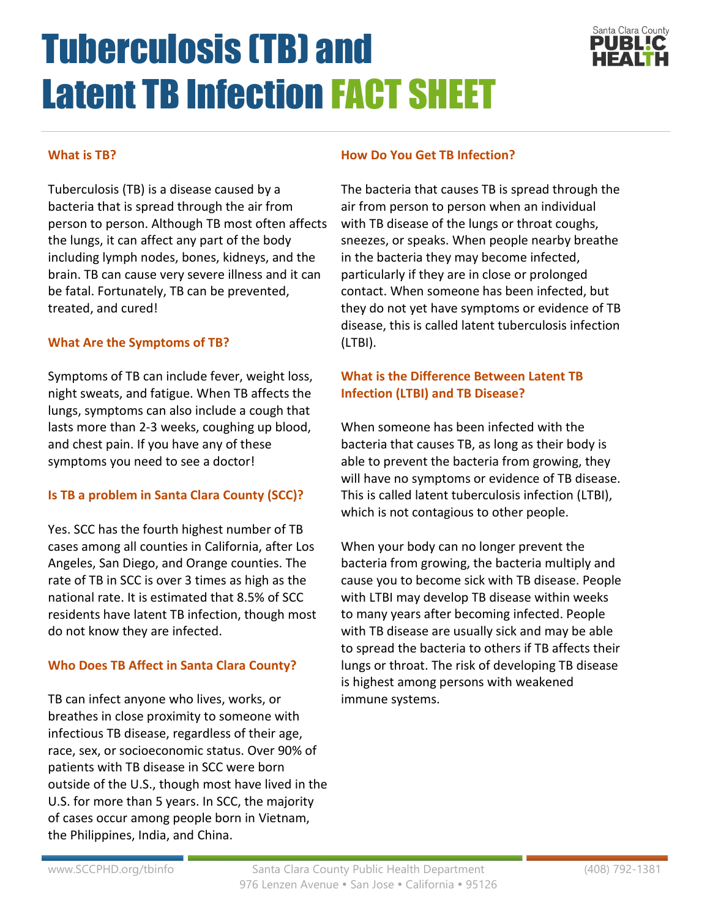# Tuberculosis (TB) and Latent TB Infection FACT SHEET

Santa Clara County PUBLIC HEALTH

### What is TB?

Tuberculosis (TB) is a disease caused by a bacteria that is spread through the air from person to person. Although TB most often affects the lungs, it can affect any part of the body including lymph nodes, bones, kidneys, and the brain. TB can cause very severe illness and it can be fatal. Fortunately, TB can be prevented, treated, and cured!

### What Are the Symptoms of TB?

Symptoms of TB can include fever, weight loss, night sweats, and fatigue. When TB affects the lungs, symptoms can also include a cough that lasts more than 2-3 weeks, coughing up blood, and chest pain. If you have any of these symptoms you need to see a doctor!

### Is TB a problem in Santa Clara County (SCC)?

Yes. SCC has the fourth highest number of TB cases among all counties in California, after Los Angeles, San Diego, and Orange counties. The rate of TB in SCC is over 3 times as high as the national rate. It is estimated that 8.5% of SCC residents have latent TB infection, though most do not know they are infected.

### Who Does TB Affect in Santa Clara County?

TB can infect anyone who lives, works, or breathes in close proximity to someone with infectious TB disease, regardless of their age, race, sex, or socioeconomic status. Over 90% of patients with TB disease in SCC were born outside of the U.S., though most have lived in the U.S. for more than 5 years. In SCC, the majority of cases occur among people born in Vietnam, the Philippines, India, and China.

### How Do You Get TB Infection?

The bacteria that causes TB is spread through the air from person to person when an individual with TB disease of the lungs or throat coughs, sneezes, or speaks. When people nearby breathe in the bacteria they may become infected, particularly if they are in close or prolonged contact. When someone has been infected, but they do not yet have symptoms or evidence of TB disease, this is called latent tuberculosis infection (LTBI).

### What is the Difference Between Latent TB Infection (LTBI) and TB Disease?

When someone has been infected with the bacteria that causes TB, as long as their body is able to prevent the bacteria from growing, they will have no symptoms or evidence of TB disease. This is called latent tuberculosis infection (LTBI), which is not contagious to other people.

When your body can no longer prevent the bacteria from growing, the bacteria multiply and cause you to become sick with TB disease. People with LTBI may develop TB disease within weeks to many years after becoming infected. People with TB disease are usually sick and may be able to spread the bacteria to others if TB affects their lungs or throat. The risk of developing TB disease is highest among persons with weakened immune systems.

www.SCCPHD.org/tbinfo | Santa Clara County Public Health Department, 976 Lenzen Avenue • San Jose • California • 95126 | (408) 792-1381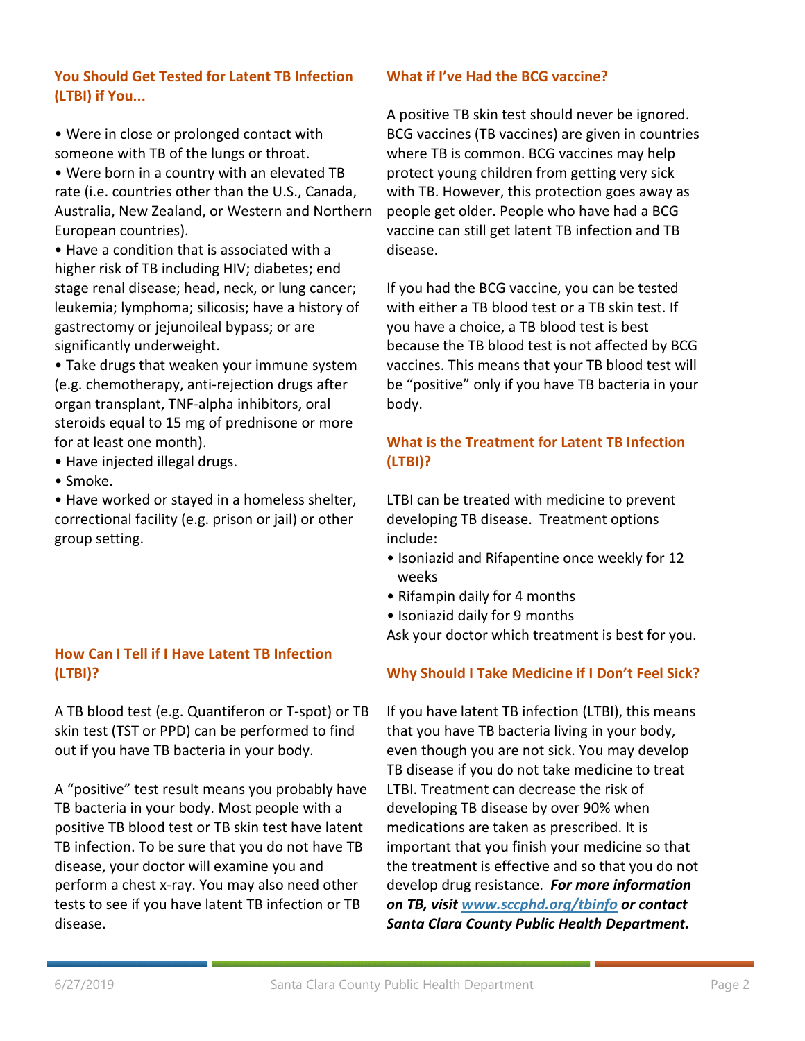## You Should Get Tested for Latent TB Infection (LTBI) if You...

- Were in close or prolonged contact with someone with TB of the lungs or throat.
- Were born in a country with an elevated TB rate (i.e. countries other than the U.S., Canada, Australia, New Zealand, or Western and Northern European countries).
- Have a condition that is associated with a higher risk of TB including HIV; diabetes; end stage renal disease; head, neck, or lung cancer; leukemia; lymphoma; silicosis; have a history of gastrectomy or jejunoileal bypass; or are significantly underweight.
- Take drugs that weaken your immune system (e.g. chemotherapy, anti-rejection drugs after organ transplant, TNF-alpha inhibitors, oral steroids equal to 15 mg of prednisone or more for at least one month).
- Have injected illegal drugs.
- Smoke.
- Have worked or stayed in a homeless shelter, correctional facility (e.g. prison or jail) or other group setting.

## How Can I Tell if I Have Latent TB Infection (LTBI)?

A TB blood test (e.g. Quantiferon or T-spot) or TB skin test (TST or PPD) can be performed to find out if you have TB bacteria in your body.

A "positive" test result means you probably have TB bacteria in your body. Most people with a positive TB blood test or TB skin test have latent TB infection. To be sure that you do not have TB disease, your doctor will examine you and perform a chest x-ray. You may also need other tests to see if you have latent TB infection or TB disease.

## What if I've Had the BCG vaccine?

A positive TB skin test should never be ignored. BCG vaccines (TB vaccines) are given in countries where TB is common. BCG vaccines may help protect young children from getting very sick with TB. However, this protection goes away as people get older. People who have had a BCG vaccine can still get latent TB infection and TB disease.

If you had the BCG vaccine, you can be tested with either a TB blood test or a TB skin test. If you have a choice, a TB blood test is best because the TB blood test is not affected by BCG vaccines. This means that your TB blood test will be "positive" only if you have TB bacteria in your body.

## What is the Treatment for Latent TB Infection (LTBI)?

LTBI can be treated with medicine to prevent developing TB disease. Treatment options include:

- Isoniazid and Rifapentine once weekly for 12 weeks
- Rifampin daily for 4 months
- Isoniazid daily for 9 months

Ask your doctor which treatment is best for you.

## Why Should I Take Medicine if I Don't Feel Sick?

If you have latent TB infection (LTBI), this means that you have TB bacteria living in your body, even though you are not sick. You may develop TB disease if you do not take medicine to treat LTBI. Treatment can decrease the risk of developing TB disease by over 90% when medications are taken as prescribed. It is important that you finish your medicine so that the treatment is effective and so that you do not develop drug resistance. ***For more information on TB, visit [www.sccphd.org/tbinfo](http://www.sccphd.org/tbinfo) or contact Santa Clara County Public Health Department.***